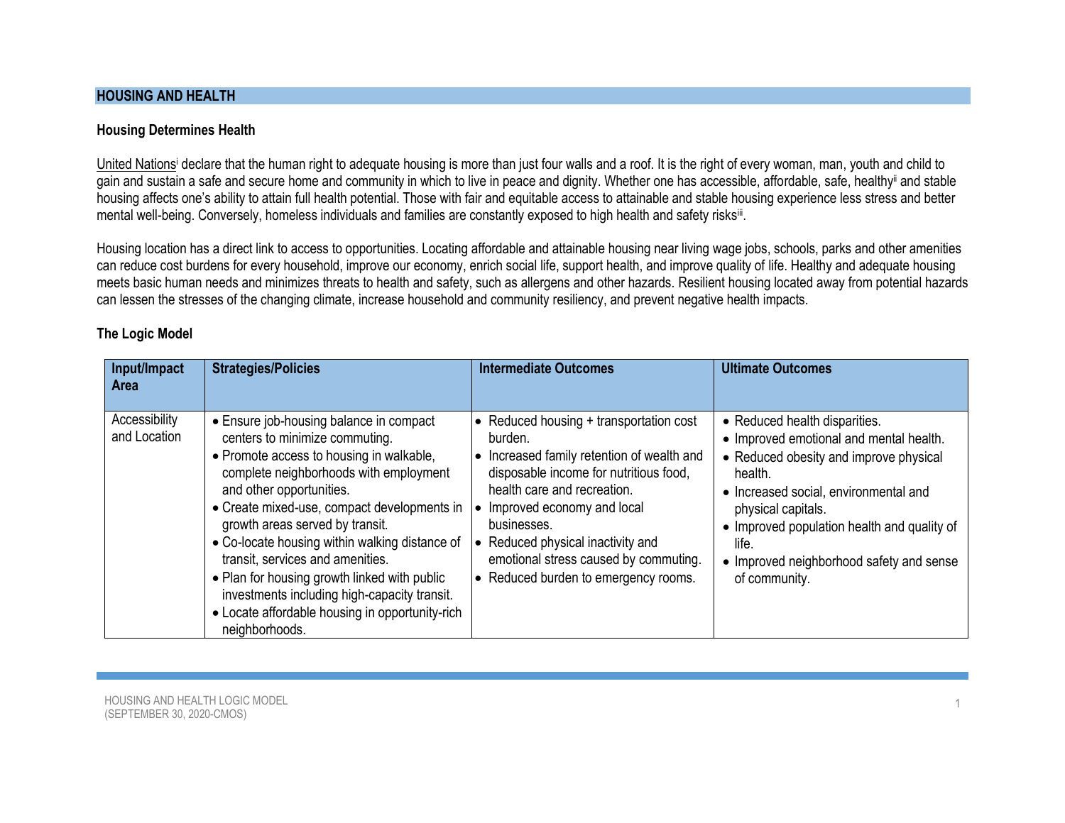## HOUSING AND HEALTH

### Housing Determines Health

United Nations[i] declare that the human right to adequate housing is more than just four walls and a roof. It is the right of every woman, man, youth and child to gain and sustain a safe and secure home and community in which to live in peace and dignity. Whether one has accessible, affordable, safe, healthy[ii] and stable housing affects one's ability to attain full health potential. Those with fair and equitable access to attainable and stable housing experience less stress and better mental well-being. Conversely, homeless individuals and families are constantly exposed to high health and safety risks[iii].

Housing location has a direct link to access to opportunities. Locating affordable and attainable housing near living wage jobs, schools, parks and other amenities can reduce cost burdens for every household, improve our economy, enrich social life, support health, and improve quality of life. Healthy and adequate housing meets basic human needs and minimizes threats to health and safety, such as allergens and other hazards. Resilient housing located away from potential hazards can lessen the stresses of the changing climate, increase household and community resiliency, and prevent negative health impacts.

### The Logic Model

| Input/Impact Area | Strategies/Policies | Intermediate Outcomes | Ultimate Outcomes |
|---|---|---|---|
| Accessibility and Location | • Ensure job-housing balance in compact centers to minimize commuting.<br>• Promote access to housing in walkable, complete neighborhoods with employment and other opportunities.<br>• Create mixed-use, compact developments in growth areas served by transit.<br>• Co-locate housing within walking distance of transit, services and amenities.<br>• Plan for housing growth linked with public investments including high-capacity transit.<br>• Locate affordable housing in opportunity-rich neighborhoods. | • Reduced housing + transportation cost burden.<br>• Increased family retention of wealth and disposable income for nutritious food, health care and recreation.<br>• Improved economy and local businesses.<br>• Reduced physical inactivity and emotional stress caused by commuting.<br>• Reduced burden to emergency rooms. | • Reduced health disparities.<br>• Improved emotional and mental health.<br>• Reduced obesity and improve physical health.<br>• Increased social, environmental and physical capitals.<br>• Improved population health and quality of life.<br>• Improved neighborhood safety and sense of community. |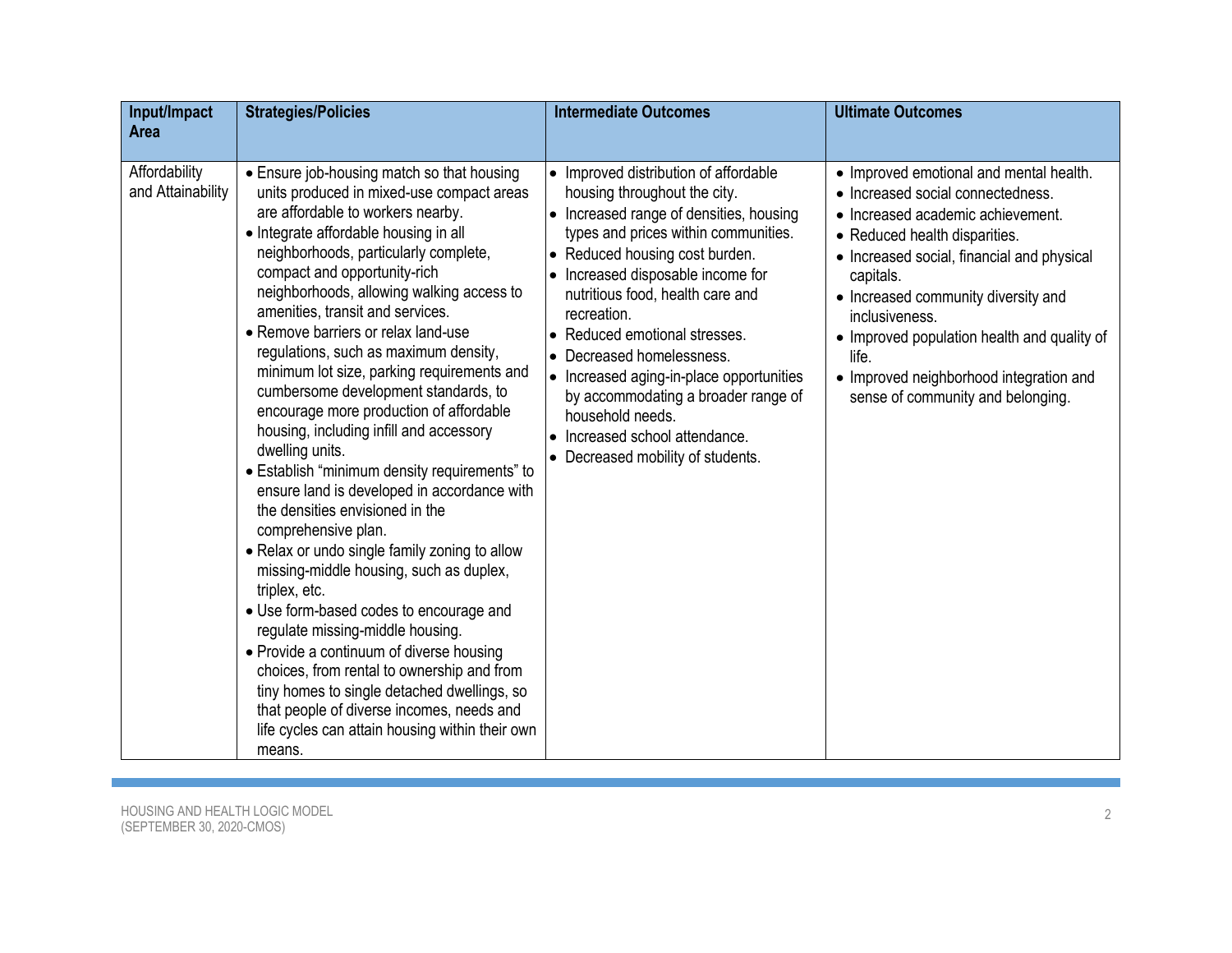| Input/Impact Area | Strategies/Policies | Intermediate Outcomes | Ultimate Outcomes |
|---|---|---|---|
| Affordability and Attainability | • Ensure job-housing match so that housing units produced in mixed-use compact areas are affordable to workers nearby.<br>• Integrate affordable housing in all neighborhoods, particularly complete, compact and opportunity-rich neighborhoods, allowing walking access to amenities, transit and services.<br>• Remove barriers or relax land-use regulations, such as maximum density, minimum lot size, parking requirements and cumbersome development standards, to encourage more production of affordable housing, including infill and accessory dwelling units.<br>• Establish "minimum density requirements" to ensure land is developed in accordance with the densities envisioned in the comprehensive plan.<br>• Relax or undo single family zoning to allow missing-middle housing, such as duplex, triplex, etc.<br>• Use form-based codes to encourage and regulate missing-middle housing.<br>• Provide a continuum of diverse housing choices, from rental to ownership and from tiny homes to single detached dwellings, so that people of diverse incomes, needs and life cycles can attain housing within their own means. | • Improved distribution of affordable housing throughout the city.<br>• Increased range of densities, housing types and prices within communities.<br>• Reduced housing cost burden.<br>• Increased disposable income for nutritious food, health care and recreation.<br>• Reduced emotional stresses.<br>• Decreased homelessness.<br>• Increased aging-in-place opportunities by accommodating a broader range of household needs.<br>• Increased school attendance.<br>• Decreased mobility of students. | • Improved emotional and mental health.<br>• Increased social connectedness.<br>• Increased academic achievement.<br>• Reduced health disparities.<br>• Increased social, financial and physical capitals.<br>• Increased community diversity and inclusiveness.<br>• Improved population health and quality of life.<br>• Improved neighborhood integration and sense of community and belonging. |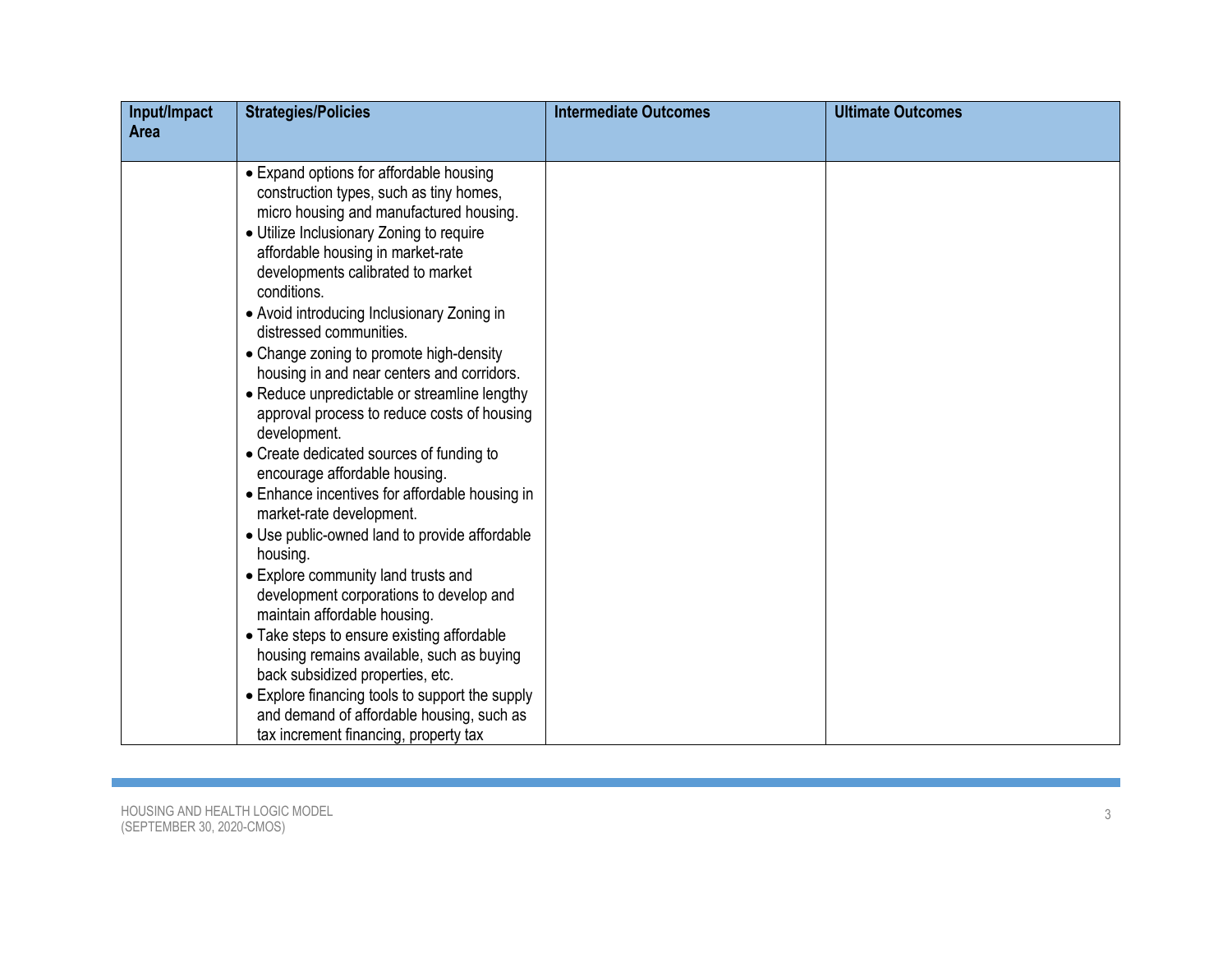| Input/Impact Area | Strategies/Policies | Intermediate Outcomes | Ultimate Outcomes |
|---|---|---|---|
| | • Expand options for affordable housing construction types, such as tiny homes, micro housing and manufactured housing.<br>• Utilize Inclusionary Zoning to require affordable housing in market-rate developments calibrated to market conditions.<br>• Avoid introducing Inclusionary Zoning in distressed communities.<br>• Change zoning to promote high-density housing in and near centers and corridors.<br>• Reduce unpredictable or streamline lengthy approval process to reduce costs of housing development.<br>• Create dedicated sources of funding to encourage affordable housing.<br>• Enhance incentives for affordable housing in market-rate development.<br>• Use public-owned land to provide affordable housing.<br>• Explore community land trusts and development corporations to develop and maintain affordable housing.<br>• Take steps to ensure existing affordable housing remains available, such as buying back subsidized properties, etc.<br>• Explore financing tools to support the supply and demand of affordable housing, such as tax increment financing, property tax | | |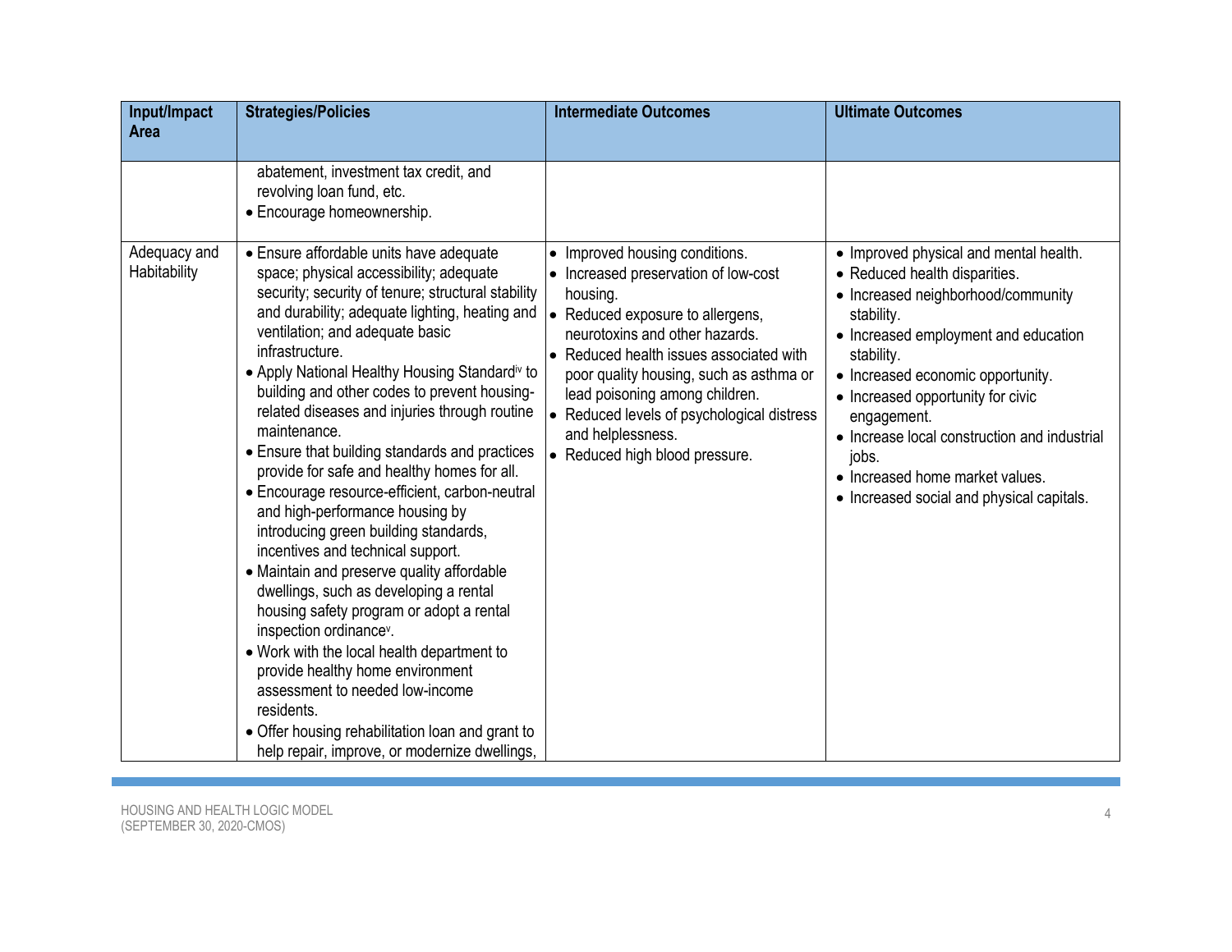| Input/Impact Area | Strategies/Policies | Intermediate Outcomes | Ultimate Outcomes |
|---|---|---|---|
| | abatement, investment tax credit, and revolving loan fund, etc.<br>• Encourage homeownership. | | |
| Adequacy and Habitability | • Ensure affordable units have adequate space; physical accessibility; adequate security; security of tenure; structural stability and durability; adequate lighting, heating and ventilation; and adequate basic infrastructure.<br>• Apply National Healthy Housing Standard[iv] to building and other codes to prevent housing-related diseases and injuries through routine maintenance.<br>• Ensure that building standards and practices provide for safe and healthy homes for all.<br>• Encourage resource-efficient, carbon-neutral and high-performance housing by introducing green building standards, incentives and technical support.<br>• Maintain and preserve quality affordable dwellings, such as developing a rental housing safety program or adopt a rental inspection ordinance[v].<br>• Work with the local health department to provide healthy home environment assessment to needed low-income residents.<br>• Offer housing rehabilitation loan and grant to help repair, improve, or modernize dwellings, | • Improved housing conditions.<br>• Increased preservation of low-cost housing.<br>• Reduced exposure to allergens, neurotoxins and other hazards.<br>• Reduced health issues associated with poor quality housing, such as asthma or lead poisoning among children.<br>• Reduced levels of psychological distress and helplessness.<br>• Reduced high blood pressure. | • Improved physical and mental health.<br>• Reduced health disparities.<br>• Increased neighborhood/community stability.<br>• Increased employment and education stability.<br>• Increased economic opportunity.<br>• Increased opportunity for civic engagement.<br>• Increase local construction and industrial jobs.<br>• Increased home market values.<br>• Increased social and physical capitals. |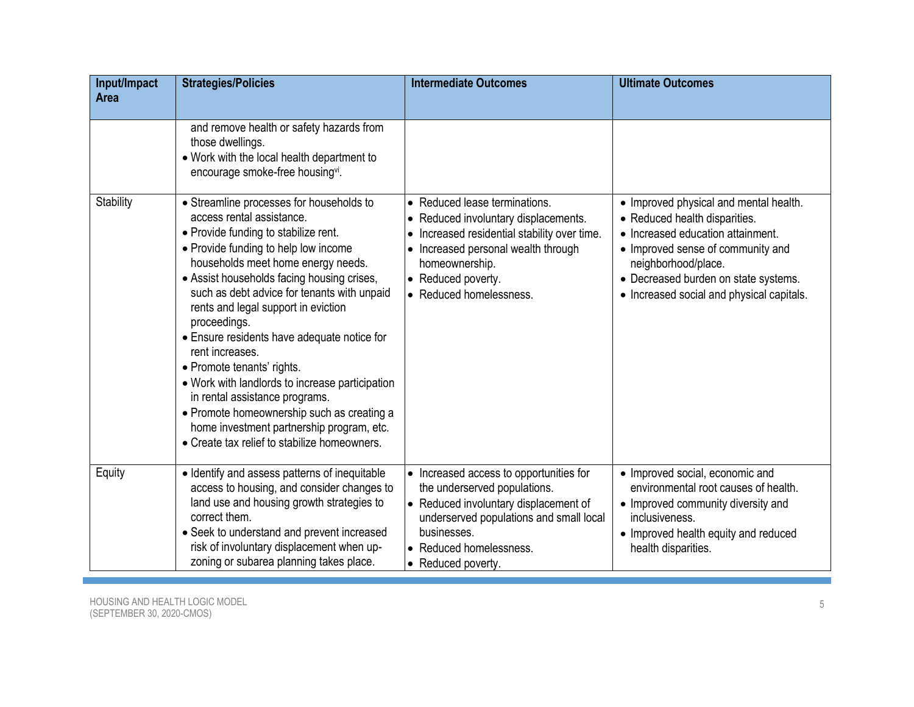| Input/Impact Area | Strategies/Policies | Intermediate Outcomes | Ultimate Outcomes |
|---|---|---|---|
| | and remove health or safety hazards from those dwellings.<br>• Work with the local health department to encourage smoke-free housing[vi]. | | |
| Stability | • Streamline processes for households to access rental assistance.<br>• Provide funding to stabilize rent.<br>• Provide funding to help low income households meet home energy needs.<br>• Assist households facing housing crises, such as debt advice for tenants with unpaid rents and legal support in eviction proceedings.<br>• Ensure residents have adequate notice for rent increases.<br>• Promote tenants' rights.<br>• Work with landlords to increase participation in rental assistance programs.<br>• Promote homeownership such as creating a home investment partnership program, etc.<br>• Create tax relief to stabilize homeowners. | • Reduced lease terminations.<br>• Reduced involuntary displacements.<br>• Increased residential stability over time.<br>• Increased personal wealth through homeownership.<br>• Reduced poverty.<br>• Reduced homelessness. | • Improved physical and mental health.<br>• Reduced health disparities.<br>• Increased education attainment.<br>• Improved sense of community and neighborhood/place.<br>• Decreased burden on state systems.<br>• Increased social and physical capitals. |
| Equity | • Identify and assess patterns of inequitable access to housing, and consider changes to land use and housing growth strategies to correct them.<br>• Seek to understand and prevent increased risk of involuntary displacement when up-zoning or subarea planning takes place. | • Increased access to opportunities for the underserved populations.<br>• Reduced involuntary displacement of underserved populations and small local businesses.<br>• Reduced homelessness.<br>• Reduced poverty. | • Improved social, economic and environmental root causes of health.<br>• Improved community diversity and inclusiveness.<br>• Improved health equity and reduced health disparities. |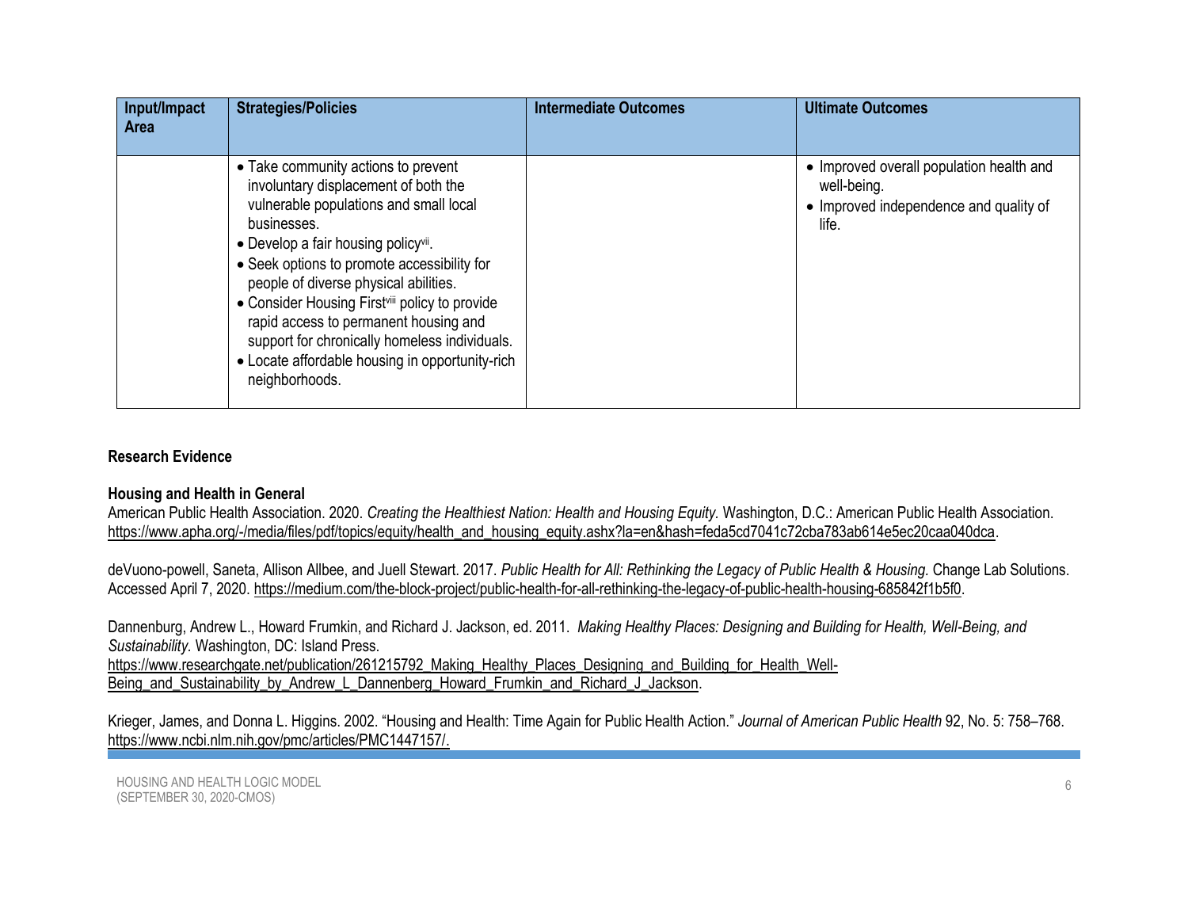| Input/Impact Area | Strategies/Policies | Intermediate Outcomes | Ultimate Outcomes |
|---|---|---|---|
| | • Take community actions to prevent involuntary displacement of both the vulnerable populations and small local businesses.<br>• Develop a fair housing policy[vii].<br>• Seek options to promote accessibility for people of diverse physical abilities.<br>• Consider Housing First[viii] policy to provide rapid access to permanent housing and support for chronically homeless individuals.<br>• Locate affordable housing in opportunity-rich neighborhoods. | | • Improved overall population health and well-being.<br>• Improved independence and quality of life. |

## Research Evidence

### Housing and Health in General

American Public Health Association. 2020. *Creating the Healthiest Nation: Health and Housing Equity.* Washington, D.C.: American Public Health Association. https://www.apha.org/-/media/files/pdf/topics/equity/health_and_housing_equity.ashx?la=en&hash=feda5cd7041c72cba783ab614e5ec20caa040dca.

deVuono-powell, Saneta, Allison Allbee, and Juell Stewart. 2017. *Public Health for All: Rethinking the Legacy of Public Health & Housing.* Change Lab Solutions. Accessed April 7, 2020. https://medium.com/the-block-project/public-health-for-all-rethinking-the-legacy-of-public-health-housing-685842f1b5f0.

Dannenburg, Andrew L., Howard Frumkin, and Richard J. Jackson, ed. 2011. *Making Healthy Places: Designing and Building for Health, Well-Being, and Sustainability.* Washington, DC: Island Press. https://www.researchgate.net/publication/261215792_Making_Healthy_Places_Designing_and_Building_for_Health_Well-Being_and_Sustainability_by_Andrew_L_Dannenberg_Howard_Frumkin_and_Richard_J_Jackson.

Krieger, James, and Donna L. Higgins. 2002. "Housing and Health: Time Again for Public Health Action." *Journal of American Public Health* 92, No. 5: 758–768. https://www.ncbi.nlm.nih.gov/pmc/articles/PMC1447157/.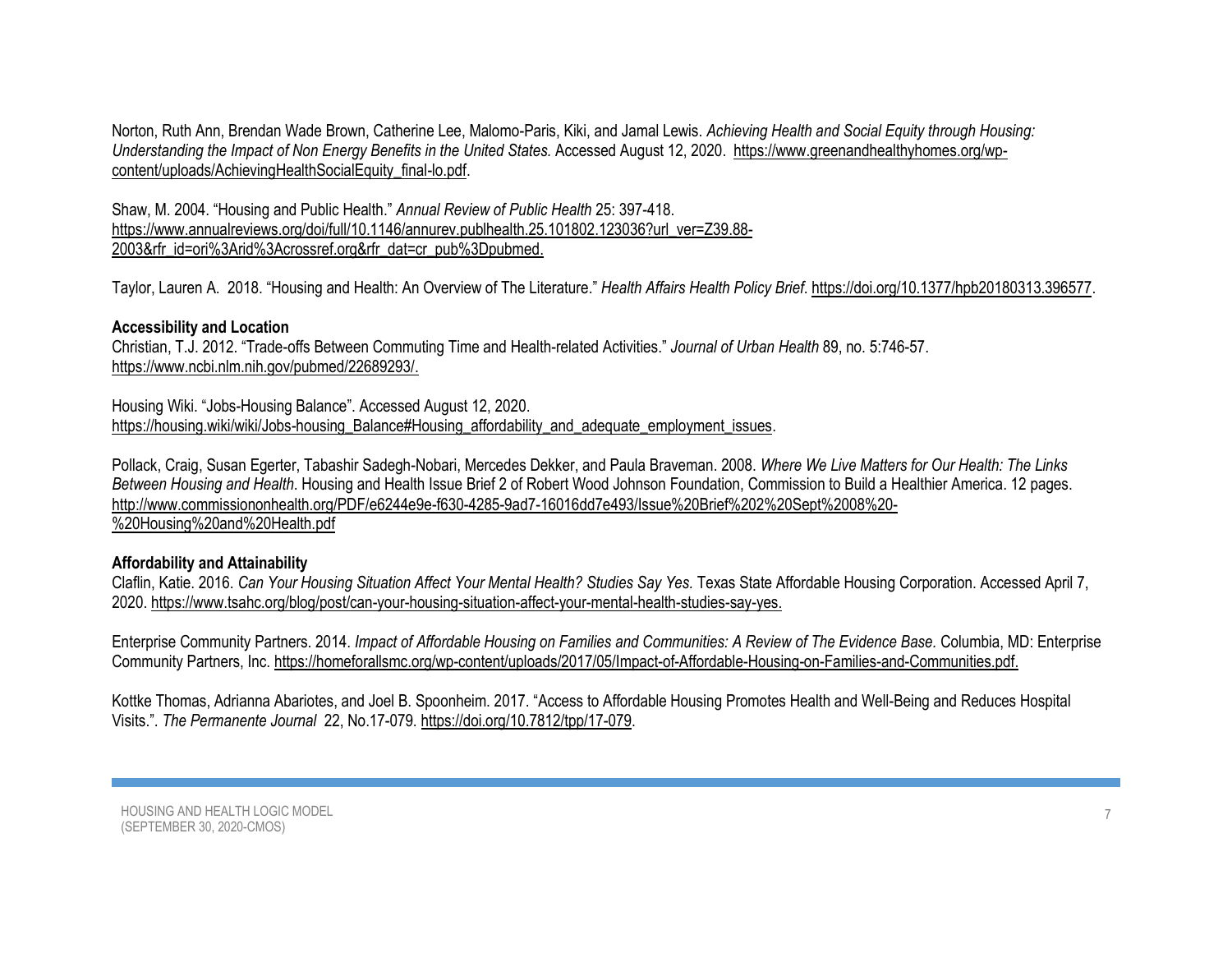Norton, Ruth Ann, Brendan Wade Brown, Catherine Lee, Malomo-Paris, Kiki, and Jamal Lewis. *Achieving Health and Social Equity through Housing: Understanding the Impact of Non Energy Benefits in the United States.* Accessed August 12, 2020. https://www.greenandhealthyhomes.org/wp-content/uploads/AchievingHealthSocialEquity_final-lo.pdf.

Shaw, M. 2004. "Housing and Public Health." *Annual Review of Public Health* 25: 397-418. https://www.annualreviews.org/doi/full/10.1146/annurev.publhealth.25.101802.123036?url_ver=Z39.88-2003&rfr_id=ori%3Arid%3Acrossref.org&rfr_dat=cr_pub%3Dpubmed.

Taylor, Lauren A. 2018. "Housing and Health: An Overview of The Literature." *Health Affairs Health Policy Brief*. https://doi.org/10.1377/hpb20180313.396577.

**Accessibility and Location**

Christian, T.J. 2012. "Trade-offs Between Commuting Time and Health-related Activities." *Journal of Urban Health* 89, no. 5:746-57. https://www.ncbi.nlm.nih.gov/pubmed/22689293/.

Housing Wiki. "Jobs-Housing Balance". Accessed August 12, 2020. https://housing.wiki/wiki/Jobs-housing_Balance#Housing_affordability_and_adequate_employment_issues.

Pollack, Craig, Susan Egerter, Tabashir Sadegh-Nobari, Mercedes Dekker, and Paula Braveman. 2008. *Where We Live Matters for Our Health: The Links Between Housing and Health*. Housing and Health Issue Brief 2 of Robert Wood Johnson Foundation, Commission to Build a Healthier America. 12 pages. http://www.commissiononhealth.org/PDF/e6244e9e-f630-4285-9ad7-16016dd7e493/Issue%20Brief%202%20Sept%2008%20-%20Housing%20and%20Health.pdf

**Affordability and Attainability**

Claflin, Katie. 2016. *Can Your Housing Situation Affect Your Mental Health? Studies Say Yes.* Texas State Affordable Housing Corporation. Accessed April 7, 2020. https://www.tsahc.org/blog/post/can-your-housing-situation-affect-your-mental-health-studies-say-yes.

Enterprise Community Partners. 2014. *Impact of Affordable Housing on Families and Communities: A Review of The Evidence Base.* Columbia, MD: Enterprise Community Partners, Inc. https://homeforallsmc.org/wp-content/uploads/2017/05/Impact-of-Affordable-Housing-on-Families-and-Communities.pdf.

Kottke Thomas, Adrianna Abariotes, and Joel B. Spoonheim. 2017. "Access to Affordable Housing Promotes Health and Well-Being and Reduces Hospital Visits.". *The Permanente Journal* 22, No.17-079. https://doi.org/10.7812/tpp/17-079.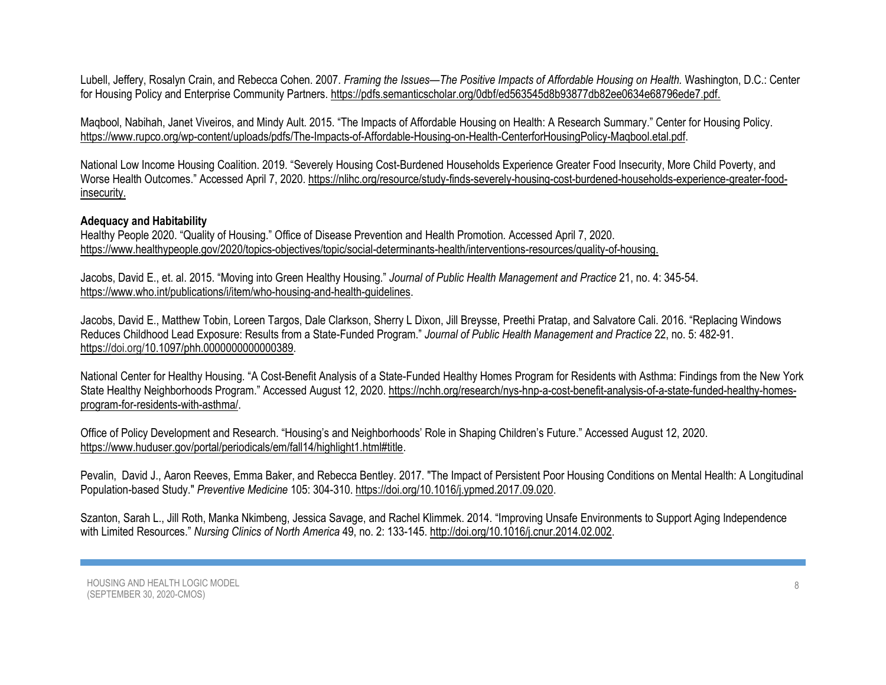Lubell, Jeffery, Rosalyn Crain, and Rebecca Cohen. 2007. *Framing the Issues—The Positive Impacts of Affordable Housing on Health.* Washington, D.C.: Center for Housing Policy and Enterprise Community Partners. https://pdfs.semanticscholar.org/0dbf/ed563545d8b93877db82ee0634e68796ede7.pdf.

Maqbool, Nabihah, Janet Viveiros, and Mindy Ault. 2015. "The Impacts of Affordable Housing on Health: A Research Summary." Center for Housing Policy. https://www.rupco.org/wp-content/uploads/pdfs/The-Impacts-of-Affordable-Housing-on-Health-CenterforHousingPolicy-Maqbool.etal.pdf.

National Low Income Housing Coalition. 2019. "Severely Housing Cost-Burdened Households Experience Greater Food Insecurity, More Child Poverty, and Worse Health Outcomes." Accessed April 7, 2020. https://nlihc.org/resource/study-finds-severely-housing-cost-burdened-households-experience-greater-food-insecurity.

**Adequacy and Habitability**

Healthy People 2020. "Quality of Housing." Office of Disease Prevention and Health Promotion. Accessed April 7, 2020. https://www.healthypeople.gov/2020/topics-objectives/topic/social-determinants-health/interventions-resources/quality-of-housing.

Jacobs, David E., et. al. 2015. "Moving into Green Healthy Housing." *Journal of Public Health Management and Practice* 21, no. 4: 345-54. https://www.who.int/publications/i/item/who-housing-and-health-guidelines.

Jacobs, David E., Matthew Tobin, Loreen Targos, Dale Clarkson, Sherry L Dixon, Jill Breysse, Preethi Pratap, and Salvatore Cali. 2016. "Replacing Windows Reduces Childhood Lead Exposure: Results from a State-Funded Program." *Journal of Public Health Management and Practice* 22, no. 5: 482-91. https://doi.org/10.1097/phh.0000000000000389.

National Center for Healthy Housing. "A Cost-Benefit Analysis of a State-Funded Healthy Homes Program for Residents with Asthma: Findings from the New York State Healthy Neighborhoods Program." Accessed August 12, 2020. https://nchh.org/research/nys-hnp-a-cost-benefit-analysis-of-a-state-funded-healthy-homes-program-for-residents-with-asthma/.

Office of Policy Development and Research. "Housing's and Neighborhoods' Role in Shaping Children's Future." Accessed August 12, 2020. https://www.huduser.gov/portal/periodicals/em/fall14/highlight1.html#title.

Pevalin, David J., Aaron Reeves, Emma Baker, and Rebecca Bentley. 2017. "The Impact of Persistent Poor Housing Conditions on Mental Health: A Longitudinal Population-based Study." *Preventive Medicine* 105: 304-310. https://doi.org/10.1016/j.ypmed.2017.09.020.

Szanton, Sarah L., Jill Roth, Manka Nkimbeng, Jessica Savage, and Rachel Klimmek. 2014. "Improving Unsafe Environments to Support Aging Independence with Limited Resources." *Nursing Clinics of North America* 49, no. 2: 133-145. http://doi.org/10.1016/j.cnur.2014.02.002.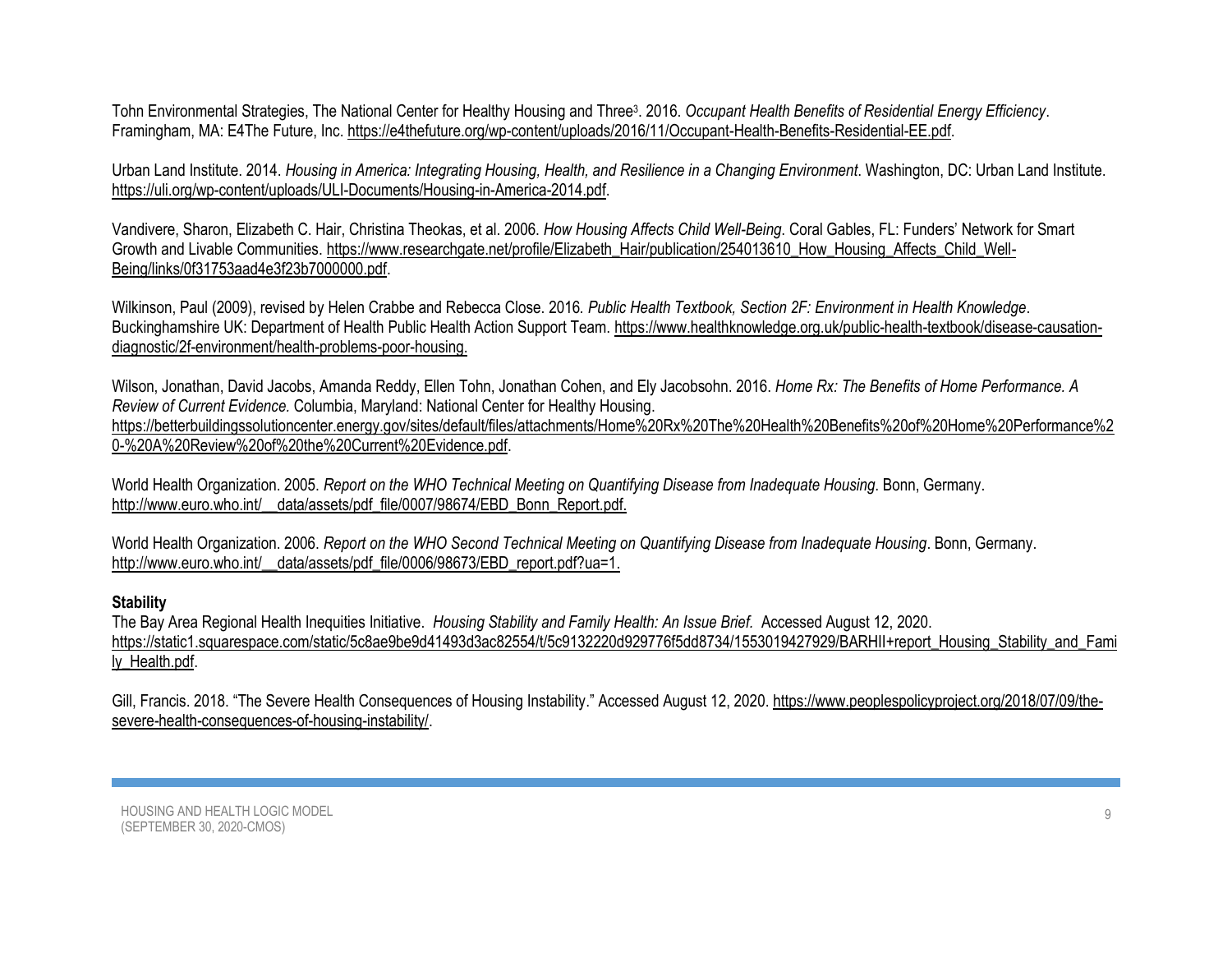Tohn Environmental Strategies, The National Center for Healthy Housing and Three[3]. 2016. *Occupant Health Benefits of Residential Energy Efficiency*. Framingham, MA: E4The Future, Inc. https://e4thefuture.org/wp-content/uploads/2016/11/Occupant-Health-Benefits-Residential-EE.pdf.

Urban Land Institute. 2014. *Housing in America: Integrating Housing, Health, and Resilience in a Changing Environment*. Washington, DC: Urban Land Institute. https://uli.org/wp-content/uploads/ULI-Documents/Housing-in-America-2014.pdf.

Vandivere, Sharon, Elizabeth C. Hair, Christina Theokas, et al. 2006. *How Housing Affects Child Well-Being*. Coral Gables, FL: Funders' Network for Smart Growth and Livable Communities. https://www.researchgate.net/profile/Elizabeth_Hair/publication/254013610_How_Housing_Affects_Child_Well-Being/links/0f31753aad4e3f23b7000000.pdf.

Wilkinson, Paul (2009), revised by Helen Crabbe and Rebecca Close. 2016. *Public Health Textbook, Section 2F: Environment in Health Knowledge*. Buckinghamshire UK: Department of Health Public Health Action Support Team. https://www.healthknowledge.org.uk/public-health-textbook/disease-causation-diagnostic/2f-environment/health-problems-poor-housing.

Wilson, Jonathan, David Jacobs, Amanda Reddy, Ellen Tohn, Jonathan Cohen, and Ely Jacobsohn. 2016. *Home Rx: The Benefits of Home Performance. A Review of Current Evidence.* Columbia, Maryland: National Center for Healthy Housing. https://betterbuildingssolutioncenter.energy.gov/sites/default/files/attachments/Home%20Rx%20The%20Health%20Benefits%20of%20Home%20Performance%20-%20A%20Review%20of%20the%20Current%20Evidence.pdf.

World Health Organization. 2005. *Report on the WHO Technical Meeting on Quantifying Disease from Inadequate Housing*. Bonn, Germany. http://www.euro.who.int/__data/assets/pdf_file/0007/98674/EBD_Bonn_Report.pdf.

World Health Organization. 2006. *Report on the WHO Second Technical Meeting on Quantifying Disease from Inadequate Housing*. Bonn, Germany. http://www.euro.who.int/__data/assets/pdf_file/0006/98673/EBD_report.pdf?ua=1.

**Stability**

The Bay Area Regional Health Inequities Initiative. *Housing Stability and Family Health: An Issue Brief.* Accessed August 12, 2020. https://static1.squarespace.com/static/5c8ae9be9d41493d3ac82554/t/5c9132220d929776f5dd8734/1553019427929/BARHII+report_Housing_Stability_and_Family_Health.pdf.

Gill, Francis. 2018. "The Severe Health Consequences of Housing Instability." Accessed August 12, 2020. https://www.peoplespolicyproject.org/2018/07/09/the-severe-health-consequences-of-housing-instability/.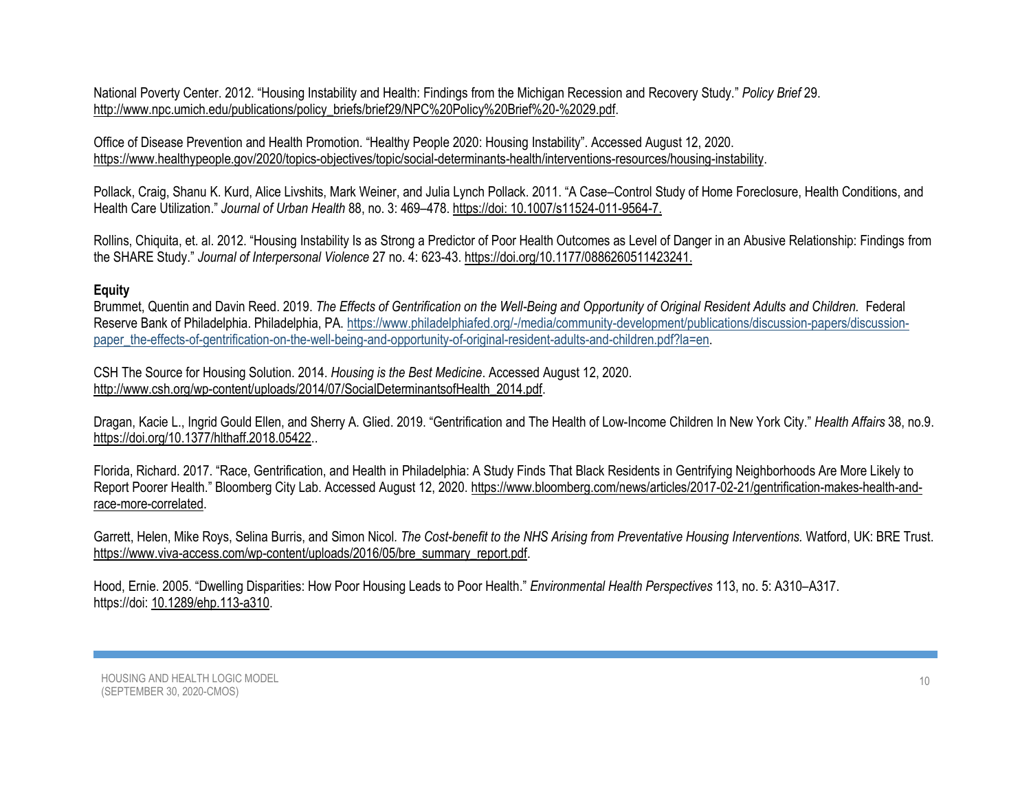National Poverty Center. 2012. “Housing Instability and Health: Findings from the Michigan Recession and Recovery Study.” *Policy Brief* 29. http://www.npc.umich.edu/publications/policy_briefs/brief29/NPC%20Policy%20Brief%20-%2029.pdf.

Office of Disease Prevention and Health Promotion. “Healthy People 2020: Housing Instability”. Accessed August 12, 2020. https://www.healthypeople.gov/2020/topics-objectives/topic/social-determinants-health/interventions-resources/housing-instability.

Pollack, Craig, Shanu K. Kurd, Alice Livshits, Mark Weiner, and Julia Lynch Pollack. 2011. “A Case–Control Study of Home Foreclosure, Health Conditions, and Health Care Utilization.” *Journal of Urban Health* 88, no. 3: 469–478. https://doi: 10.1007/s11524-011-9564-7.

Rollins, Chiquita, et. al. 2012. “Housing Instability Is as Strong a Predictor of Poor Health Outcomes as Level of Danger in an Abusive Relationship: Findings from the SHARE Study.” *Journal of Interpersonal Violence* 27 no. 4: 623-43. https://doi.org/10.1177/0886260511423241.

**Equity**

Brummet, Quentin and Davin Reed. 2019. *The Effects of Gentrification on the Well-Being and Opportunity of Original Resident Adults and Children.* Federal Reserve Bank of Philadelphia. Philadelphia, PA. https://www.philadelphiafed.org/-/media/community-development/publications/discussion-papers/discussion-paper_the-effects-of-gentrification-on-the-well-being-and-opportunity-of-original-resident-adults-and-children.pdf?la=en.

CSH The Source for Housing Solution. 2014. *Housing is the Best Medicine*. Accessed August 12, 2020. http://www.csh.org/wp-content/uploads/2014/07/SocialDeterminantsofHealth_2014.pdf.

Dragan, Kacie L., Ingrid Gould Ellen, and Sherry A. Glied. 2019. “Gentrification and The Health of Low-Income Children In New York City.” *Health Affairs* 38, no.9. https://doi.org/10.1377/hlthaff.2018.05422..

Florida, Richard. 2017. “Race, Gentrification, and Health in Philadelphia: A Study Finds That Black Residents in Gentrifying Neighborhoods Are More Likely to Report Poorer Health.” Bloomberg City Lab. Accessed August 12, 2020. https://www.bloomberg.com/news/articles/2017-02-21/gentrification-makes-health-and-race-more-correlated.

Garrett, Helen, Mike Roys, Selina Burris, and Simon Nicol. *The Cost-benefit to the NHS Arising from Preventative Housing Interventions.* Watford, UK: BRE Trust. https://www.viva-access.com/wp-content/uploads/2016/05/bre_summary_report.pdf.

Hood, Ernie. 2005. “Dwelling Disparities: How Poor Housing Leads to Poor Health.” *Environmental Health Perspectives* 113, no. 5: A310–A317. https://doi: 10.1289/ehp.113-a310.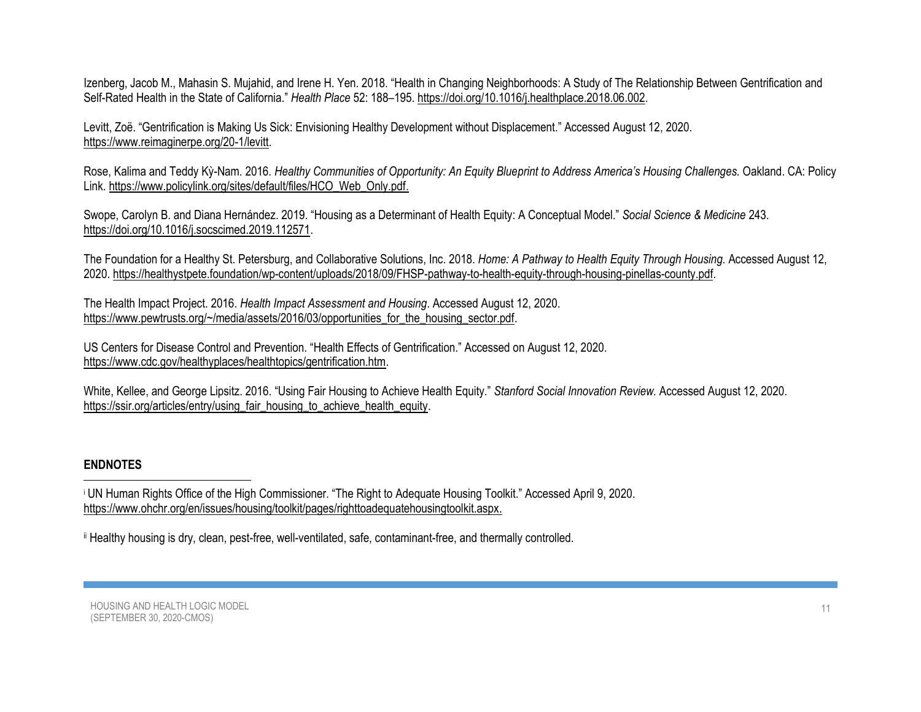Izenberg, Jacob M., Mahasin S. Mujahid, and Irene H. Yen. 2018. "Health in Changing Neighborhoods: A Study of The Relationship Between Gentrification and Self-Rated Health in the State of California." *Health Place* 52: 188–195. https://doi.org/10.1016/j.healthplace.2018.06.002.

Levitt, Zoë. "Gentrification is Making Us Sick: Envisioning Healthy Development without Displacement." Accessed August 12, 2020. https://www.reimaginerpe.org/20-1/levitt.

Rose, Kalima and Teddy Kỳ-Nam. 2016. *Healthy Communities of Opportunity: An Equity Blueprint to Address America's Housing Challenges.* Oakland. CA: Policy Link. https://www.policylink.org/sites/default/files/HCO_Web_Only.pdf.

Swope, Carolyn B. and Diana Hernández. 2019. "Housing as a Determinant of Health Equity: A Conceptual Model." *Social Science & Medicine* 243. https://doi.org/10.1016/j.socscimed.2019.112571.

The Foundation for a Healthy St. Petersburg, and Collaborative Solutions, Inc. 2018. *Home: A Pathway to Health Equity Through Housing.* Accessed August 12, 2020. https://healthystpete.foundation/wp-content/uploads/2018/09/FHSP-pathway-to-health-equity-through-housing-pinellas-county.pdf.

The Health Impact Project. 2016. *Health Impact Assessment and Housing*. Accessed August 12, 2020. https://www.pewtrusts.org/~/media/assets/2016/03/opportunities_for_the_housing_sector.pdf.

US Centers for Disease Control and Prevention. "Health Effects of Gentrification." Accessed on August 12, 2020. https://www.cdc.gov/healthyplaces/healthtopics/gentrification.htm.

White, Kellee, and George Lipsitz. 2016. "Using Fair Housing to Achieve Health Equity." *Stanford Social Innovation Review.* Accessed August 12, 2020. https://ssir.org/articles/entry/using_fair_housing_to_achieve_health_equity.

## ENDNOTES

[i] UN Human Rights Office of the High Commissioner. "The Right to Adequate Housing Toolkit." Accessed April 9, 2020. https://www.ohchr.org/en/issues/housing/toolkit/pages/righttoadequatehousingtoolkit.aspx.

[ii] Healthy housing is dry, clean, pest-free, well-ventilated, safe, contaminant-free, and thermally controlled.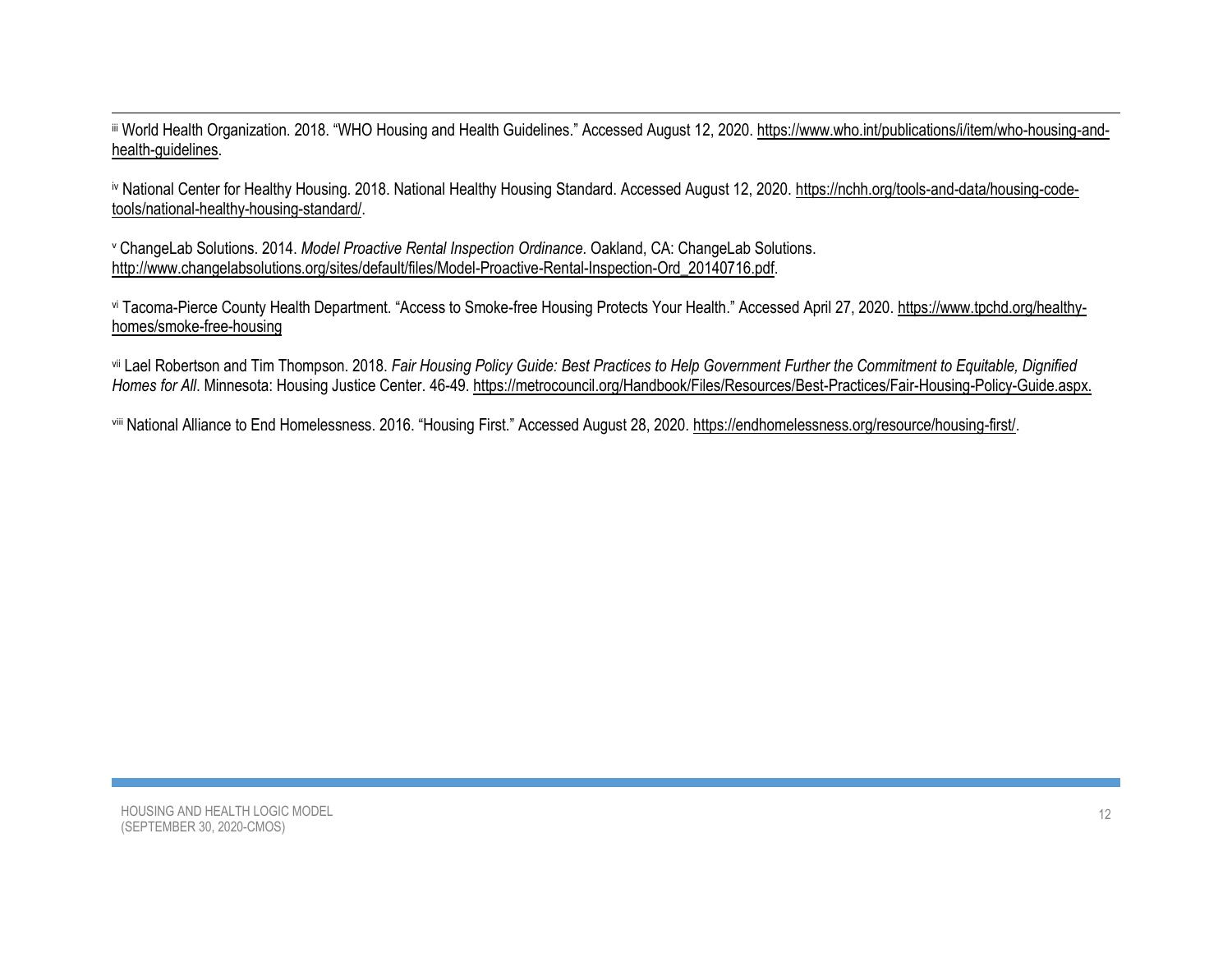[iii] World Health Organization. 2018. "WHO Housing and Health Guidelines." Accessed August 12, 2020. https://www.who.int/publications/i/item/who-housing-and-health-guidelines.

[iv] National Center for Healthy Housing. 2018. National Healthy Housing Standard. Accessed August 12, 2020. https://nchh.org/tools-and-data/housing-code-tools/national-healthy-housing-standard/.

[v] ChangeLab Solutions. 2014. *Model Proactive Rental Inspection Ordinance*. Oakland, CA: ChangeLab Solutions. http://www.changelabsolutions.org/sites/default/files/Model-Proactive-Rental-Inspection-Ord_20140716.pdf.

[vi] Tacoma-Pierce County Health Department. "Access to Smoke-free Housing Protects Your Health." Accessed April 27, 2020. https://www.tpchd.org/healthy-homes/smoke-free-housing

[vii] Lael Robertson and Tim Thompson. 2018. *Fair Housing Policy Guide: Best Practices to Help Government Further the Commitment to Equitable, Dignified Homes for All*. Minnesota: Housing Justice Center. 46-49. https://metrocouncil.org/Handbook/Files/Resources/Best-Practices/Fair-Housing-Policy-Guide.aspx.

[viii] National Alliance to End Homelessness. 2016. "Housing First." Accessed August 28, 2020. https://endhomelessness.org/resource/housing-first/.